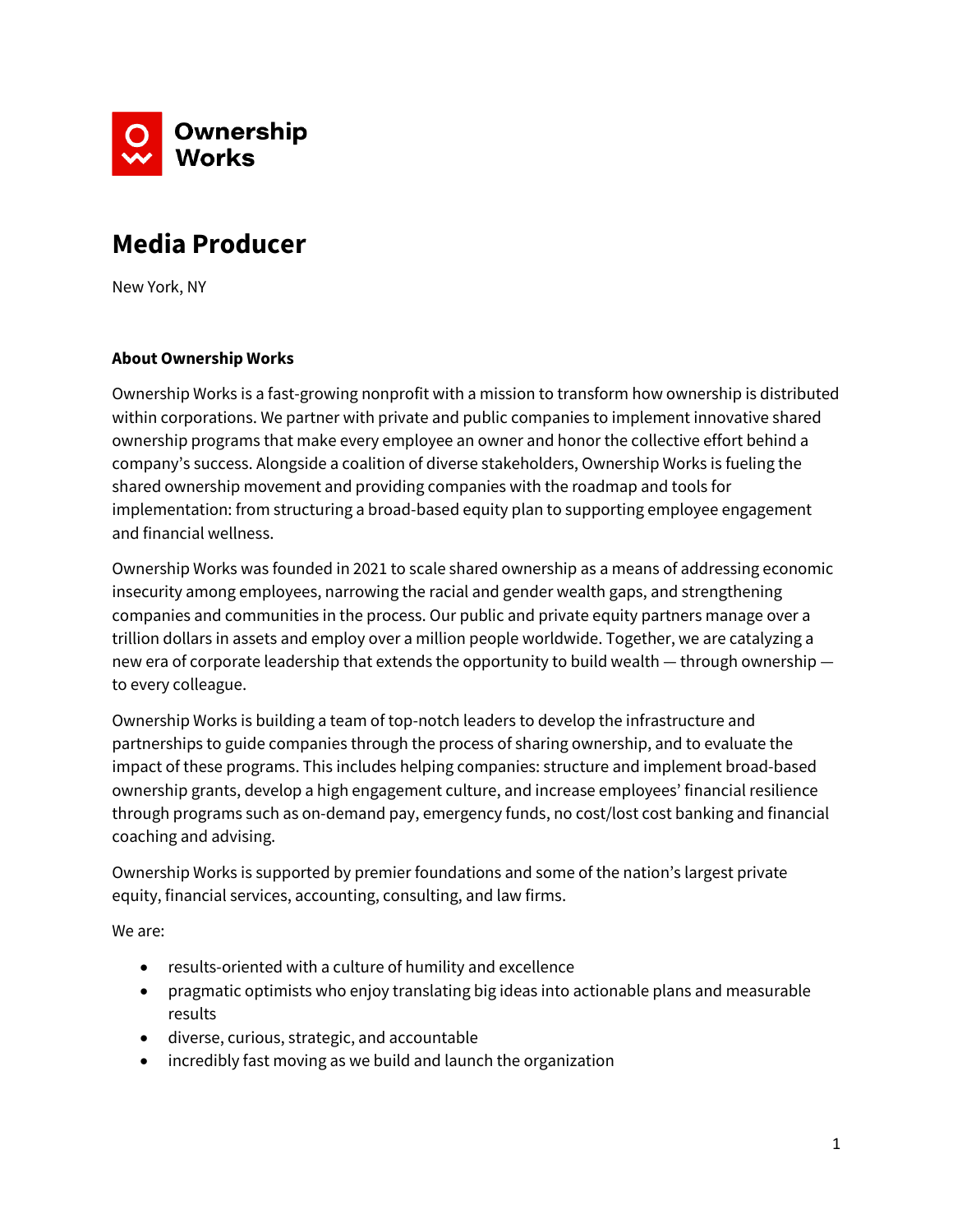Ownership Works

# Media Producer

New York, NY

### About Ownership Works

Ownership Works is a fast-growing nonprofit with a mission to transform how ownership is distributed within corporations. We partner with private and public companies to implement innovative shared ownership programs that make every employee an owner and honor the collective effort behind a company's success. Alongside a coalition of diverse stakeholders, Ownership Works is fueling the shared ownership movement and providing companies with the roadmap and tools for implementation: from structuring a broad-based equity plan to supporting employee engagement and financial wellness.

Ownership Works was founded in 2021 to scale shared ownership as a means of addressing economic insecurity among employees, narrowing the racial and gender wealth gaps, and strengthening companies and communities in the process. Our public and private equity partners manage over a trillion dollars in assets and employ over a million people worldwide. Together, we are catalyzing a new era of corporate leadership that extends the opportunity to build wealth — through ownership — to every colleague.

Ownership Works is building a team of top-notch leaders to develop the infrastructure and partnerships to guide companies through the process of sharing ownership, and to evaluate the impact of these programs. This includes helping companies: structure and implement broad-based ownership grants, develop a high engagement culture, and increase employees' financial resilience through programs such as on-demand pay, emergency funds, no cost/lost cost banking and financial coaching and advising.

Ownership Works is supported by premier foundations and some of the nation's largest private equity, financial services, accounting, consulting, and law firms.

We are:

- results-oriented with a culture of humility and excellence
- pragmatic optimists who enjoy translating big ideas into actionable plans and measurable results
- diverse, curious, strategic, and accountable
- incredibly fast moving as we build and launch the organization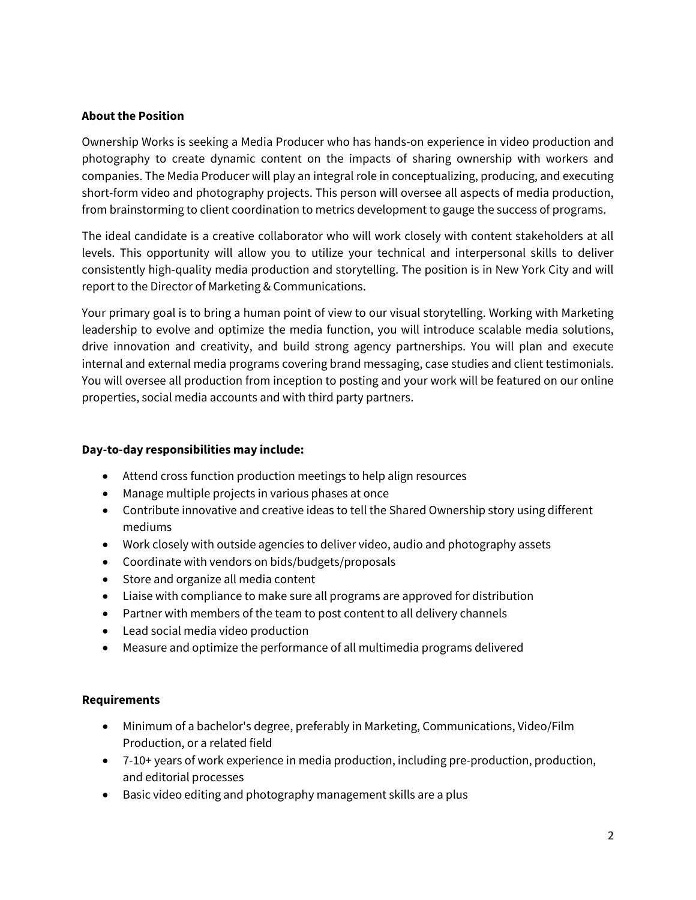**About the Position**

Ownership Works is seeking a Media Producer who has hands-on experience in video production and photography to create dynamic content on the impacts of sharing ownership with workers and companies. The Media Producer will play an integral role in conceptualizing, producing, and executing short-form video and photography projects. This person will oversee all aspects of media production, from brainstorming to client coordination to metrics development to gauge the success of programs.

The ideal candidate is a creative collaborator who will work closely with content stakeholders at all levels. This opportunity will allow you to utilize your technical and interpersonal skills to deliver consistently high-quality media production and storytelling. The position is in New York City and will report to the Director of Marketing & Communications.

Your primary goal is to bring a human point of view to our visual storytelling. Working with Marketing leadership to evolve and optimize the media function, you will introduce scalable media solutions, drive innovation and creativity, and build strong agency partnerships. You will plan and execute internal and external media programs covering brand messaging, case studies and client testimonials. You will oversee all production from inception to posting and your work will be featured on our online properties, social media accounts and with third party partners.

**Day-to-day responsibilities may include:**

- Attend cross function production meetings to help align resources
- Manage multiple projects in various phases at once
- Contribute innovative and creative ideas to tell the Shared Ownership story using different mediums
- Work closely with outside agencies to deliver video, audio and photography assets
- Coordinate with vendors on bids/budgets/proposals
- Store and organize all media content
- Liaise with compliance to make sure all programs are approved for distribution
- Partner with members of the team to post content to all delivery channels
- Lead social media video production
- Measure and optimize the performance of all multimedia programs delivered

**Requirements**

- Minimum of a bachelor's degree, preferably in Marketing, Communications, Video/Film Production, or a related field
- 7-10+ years of work experience in media production, including pre-production, production, and editorial processes
- Basic video editing and photography management skills are a plus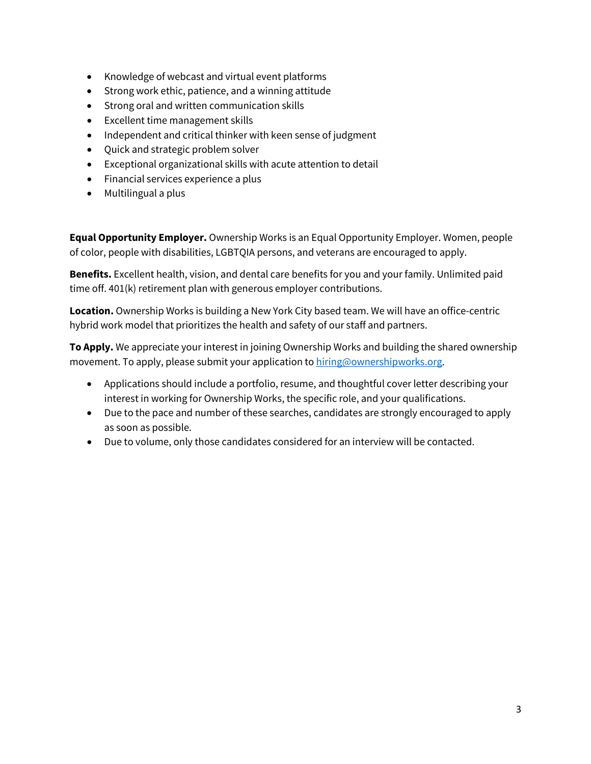- Knowledge of webcast and virtual event platforms
- Strong work ethic, patience, and a winning attitude
- Strong oral and written communication skills
- Excellent time management skills
- Independent and critical thinker with keen sense of judgment
- Quick and strategic problem solver
- Exceptional organizational skills with acute attention to detail
- Financial services experience a plus
- Multilingual a plus

**Equal Opportunity Employer.** Ownership Works is an Equal Opportunity Employer. Women, people of color, people with disabilities, LGBTQIA persons, and veterans are encouraged to apply.

**Benefits.** Excellent health, vision, and dental care benefits for you and your family. Unlimited paid time off. 401(k) retirement plan with generous employer contributions.

**Location.** Ownership Works is building a New York City based team. We will have an office-centric hybrid work model that prioritizes the health and safety of our staff and partners.

**To Apply.** We appreciate your interest in joining Ownership Works and building the shared ownership movement. To apply, please submit your application to [hiring@ownershipworks.org](mailto:hiring@ownershipworks.org).

- Applications should include a portfolio, resume, and thoughtful cover letter describing your interest in working for Ownership Works, the specific role, and your qualifications.
- Due to the pace and number of these searches, candidates are strongly encouraged to apply as soon as possible.
- Due to volume, only those candidates considered for an interview will be contacted.